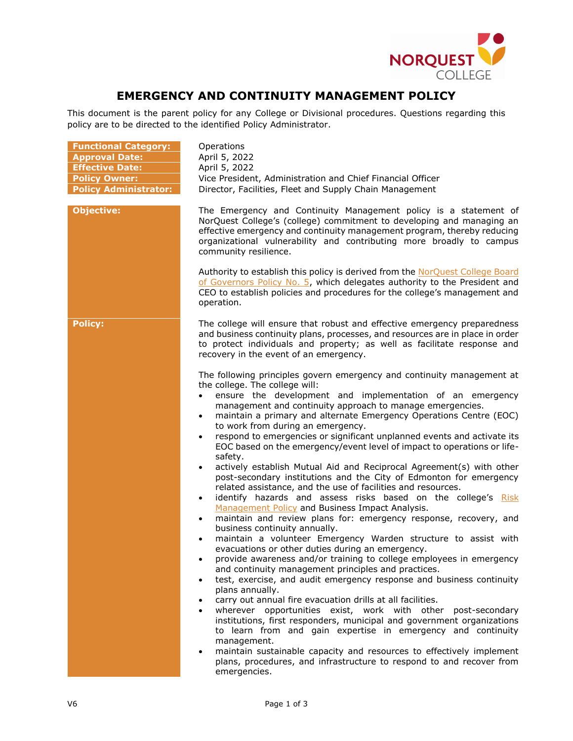# EMERGENCY AND CONTINUITY MANAGEMENT POLICY

This document is the parent policy for any College or Divisional procedures. Questions regarding this policy are to be directed to the identified Policy Administrator.

| | |
|---|---|
| **Functional Category:** | Operations |
| **Approval Date:** | April 5, 2022 |
| **Effective Date:** | April 5, 2022 |
| **Policy Owner:** | Vice President, Administration and Chief Financial Officer |
| **Policy Administrator:** | Director, Facilities, Fleet and Supply Chain Management |

**Objective:**

The Emergency and Continuity Management policy is a statement of NorQuest College's (college) commitment to developing and managing an effective emergency and continuity management program, thereby reducing organizational vulnerability and contributing more broadly to campus community resilience.

Authority to establish this policy is derived from the NorQuest College Board of Governors Policy No. 5, which delegates authority to the President and CEO to establish policies and procedures for the college's management and operation.

**Policy:**

The college will ensure that robust and effective emergency preparedness and business continuity plans, processes, and resources are in place in order to protect individuals and property; as well as facilitate response and recovery in the event of an emergency.

The following principles govern emergency and continuity management at the college. The college will:

- ensure the development and implementation of an emergency management and continuity approach to manage emergencies.
- maintain a primary and alternate Emergency Operations Centre (EOC) to work from during an emergency.
- respond to emergencies or significant unplanned events and activate its EOC based on the emergency/event level of impact to operations or life-safety.
- actively establish Mutual Aid and Reciprocal Agreement(s) with other post-secondary institutions and the City of Edmonton for emergency related assistance, and the use of facilities and resources.
- identify hazards and assess risks based on the college's Risk Management Policy and Business Impact Analysis.
- maintain and review plans for: emergency response, recovery, and business continuity annually.
- maintain a volunteer Emergency Warden structure to assist with evacuations or other duties during an emergency.
- provide awareness and/or training to college employees in emergency and continuity management principles and practices.
- test, exercise, and audit emergency response and business continuity plans annually.
- carry out annual fire evacuation drills at all facilities.
- wherever opportunities exist, work with other post-secondary institutions, first responders, municipal and government organizations to learn from and gain expertise in emergency and continuity management.
- maintain sustainable capacity and resources to effectively implement plans, procedures, and infrastructure to respond to and recover from emergencies.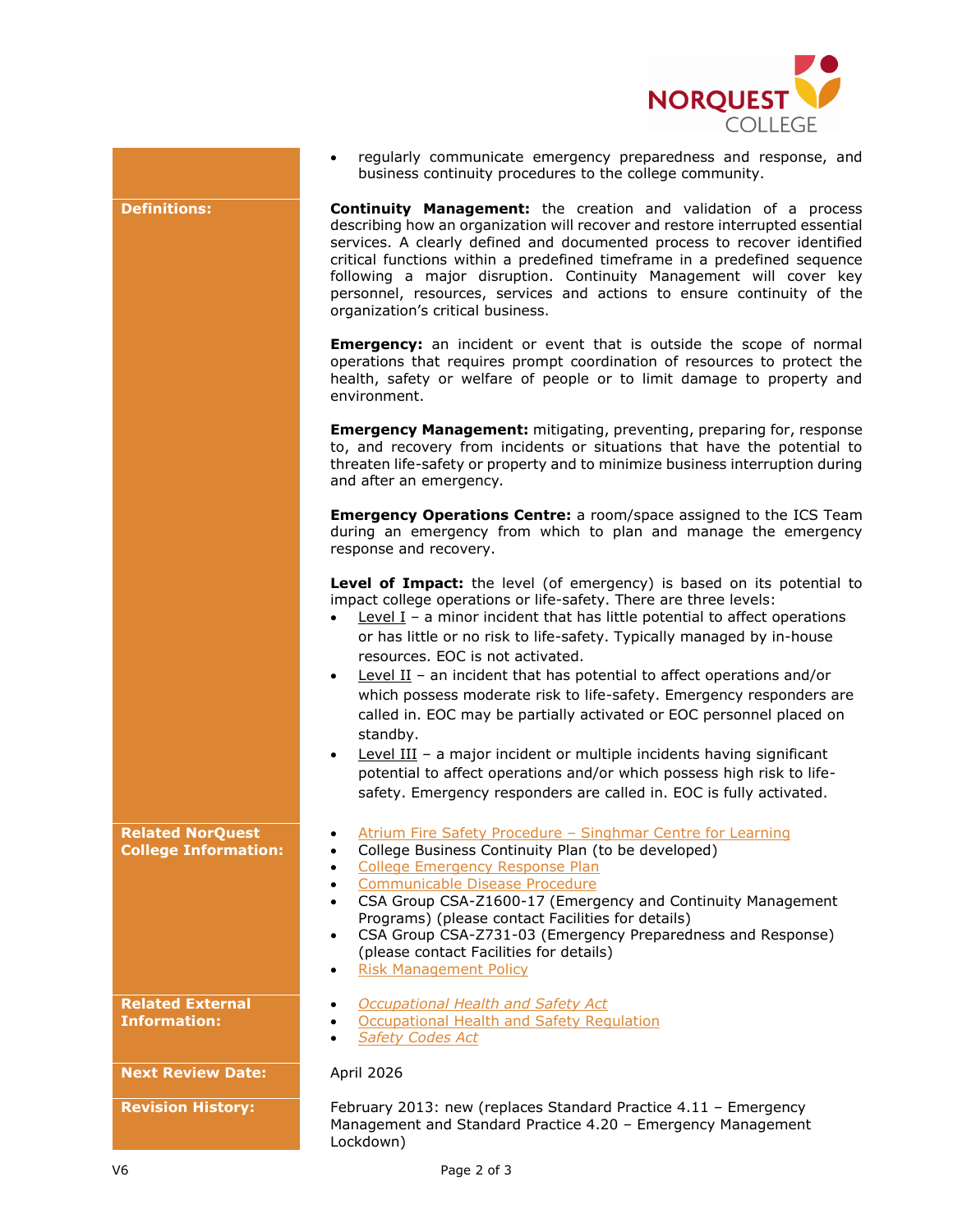- regularly communicate emergency preparedness and response, and business continuity procedures to the college community.

| | |
|---|---|
| **Definitions:** | **Continuity Management:** the creation and validation of a process describing how an organization will recover and restore interrupted essential services. A clearly defined and documented process to recover identified critical functions within a predefined timeframe in a predefined sequence following a major disruption. Continuity Management will cover key personnel, resources, services and actions to ensure continuity of the organization's critical business.<br><br>**Emergency:** an incident or event that is outside the scope of normal operations that requires prompt coordination of resources to protect the health, safety or welfare of people or to limit damage to property and environment.<br><br>**Emergency Management:** mitigating, preventing, preparing for, response to, and recovery from incidents or situations that have the potential to threaten life-safety or property and to minimize business interruption during and after an emergency.<br><br>**Emergency Operations Centre:** a room/space assigned to the ICS Team during an emergency from which to plan and manage the emergency response and recovery.<br><br>**Level of Impact:** the level (of emergency) is based on its potential to impact college operations or life-safety. There are three levels:<br>• Level I – a minor incident that has little potential to affect operations or has little or no risk to life-safety. Typically managed by in-house resources. EOC is not activated.<br>• Level II – an incident that has potential to affect operations and/or which possess moderate risk to life-safety. Emergency responders are called in. EOC may be partially activated or EOC personnel placed on standby.<br>• Level III – a major incident or multiple incidents having significant potential to affect operations and/or which possess high risk to life-safety. Emergency responders are called in. EOC is fully activated. |
| **Related NorQuest College Information:** | • Atrium Fire Safety Procedure – Singhmar Centre for Learning<br>• College Business Continuity Plan (to be developed)<br>• College Emergency Response Plan<br>• Communicable Disease Procedure<br>• CSA Group CSA-Z1600-17 (Emergency and Continuity Management Programs) (please contact Facilities for details)<br>• CSA Group CSA-Z731-03 (Emergency Preparedness and Response) (please contact Facilities for details)<br>• Risk Management Policy |
| **Related External Information:** | • *Occupational Health and Safety Act*<br>• Occupational Health and Safety Regulation<br>• *Safety Codes Act* |
| **Next Review Date:** | April 2026 |
| **Revision History:** | February 2013: new (replaces Standard Practice 4.11 – Emergency Management and Standard Practice 4.20 – Emergency Management Lockdown) |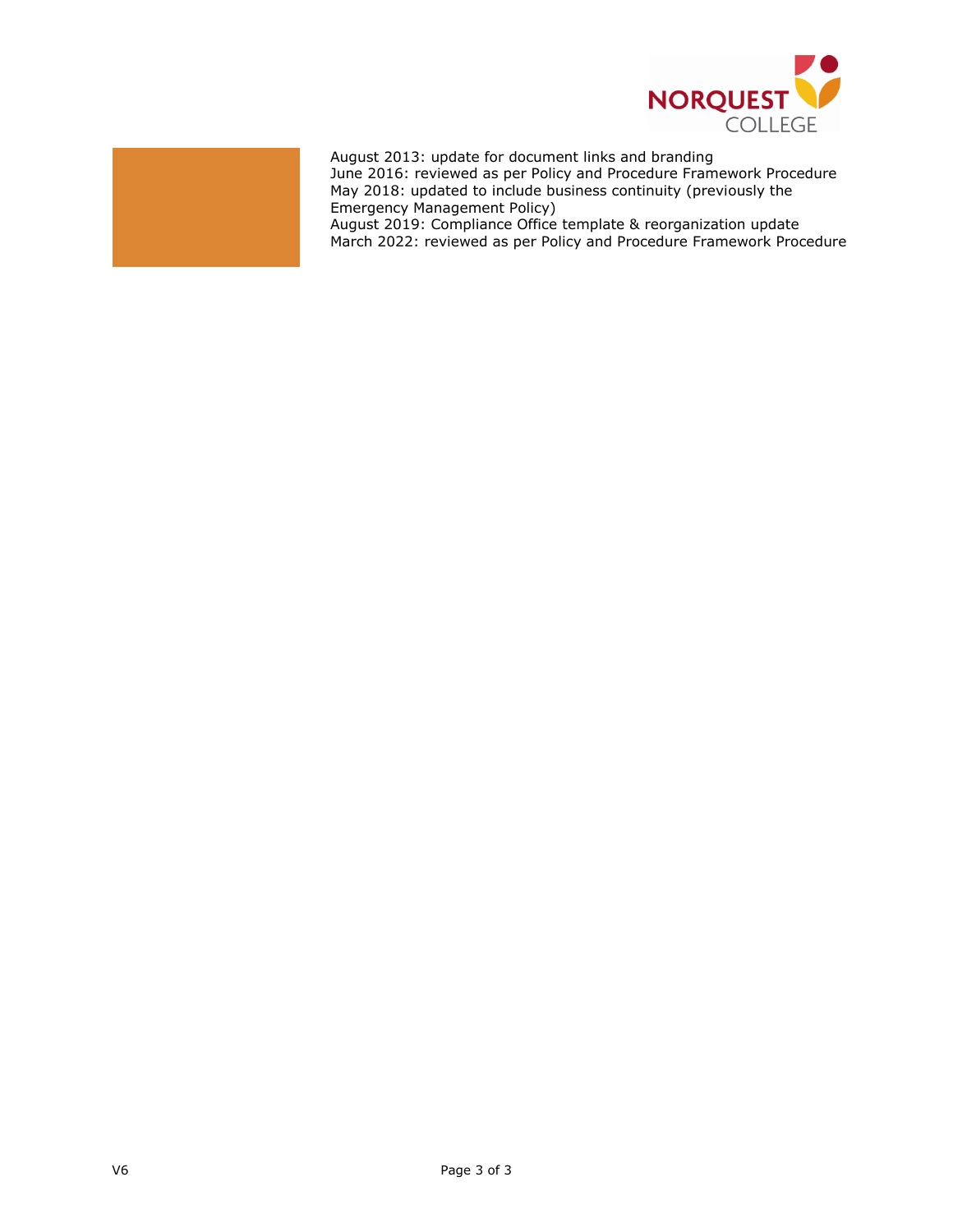August 2013: update for document links and branding
June 2016: reviewed as per Policy and Procedure Framework Procedure
May 2018: updated to include business continuity (previously the Emergency Management Policy)
August 2019: Compliance Office template & reorganization update
March 2022: reviewed as per Policy and Procedure Framework Procedure